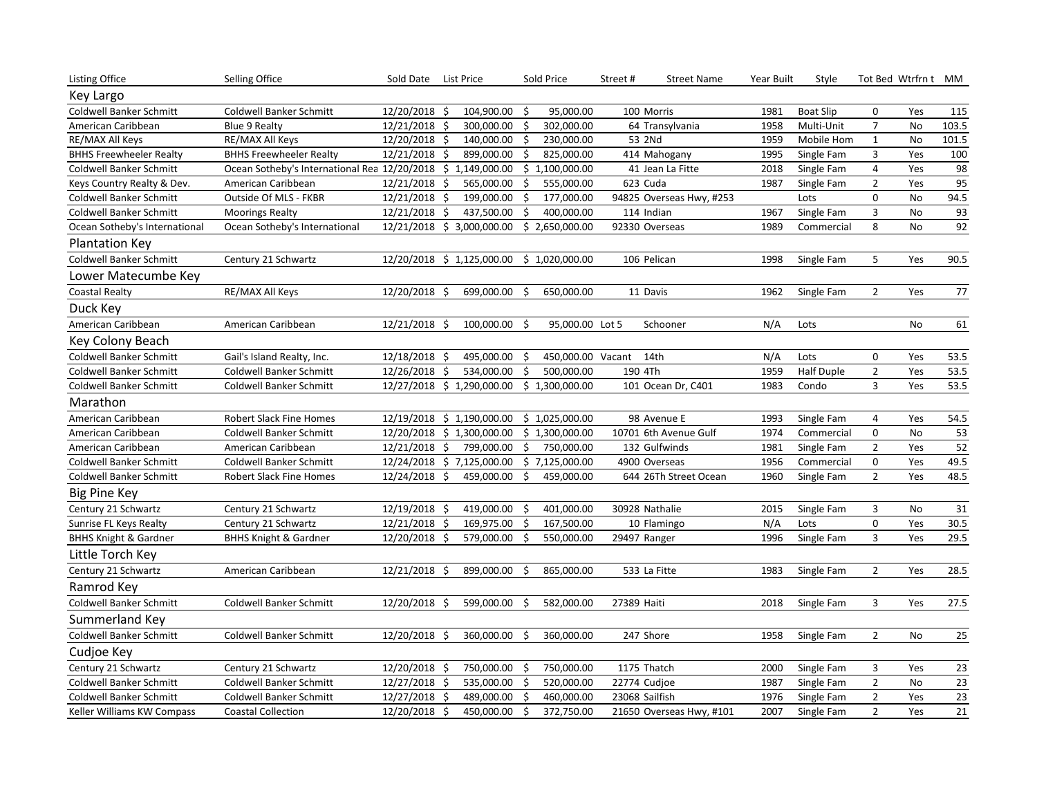| Listing Office | Selling Office | Sold Date | List Price | Sold Price | Street # | Street Name | Year Built | Style | Tot Bed | Wtrfrn t | MM |
|---|---|---|---|---|---|---|---|---|---|---|---|
| **Key Largo** | | | | | | | | | | | |
| Coldwell Banker Schmitt | Coldwell Banker Schmitt | 12/20/2018 | $ 104,900.00 | $ 95,000.00 | 100 | Morris | 1981 | Boat Slip | 0 | Yes | 115 |
| American Caribbean | Blue 9 Realty | 12/21/2018 | $ 300,000.00 | $ 302,000.00 | 64 | Transylvania | 1958 | Multi-Unit | 7 | No | 103.5 |
| RE/MAX All Keys | RE/MAX All Keys | 12/20/2018 | $ 140,000.00 | $ 230,000.00 | 53 | 2Nd | 1959 | Mobile Hom | 1 | No | 101.5 |
| BHHS Freewheeler Realty | BHHS Freewheeler Realty | 12/21/2018 | $ 899,000.00 | $ 825,000.00 | 414 | Mahogany | 1995 | Single Fam | 3 | Yes | 100 |
| Coldwell Banker Schmitt | Ocean Sotheby's International Rea | 12/20/2018 | $ 1,149,000.00 | $ 1,100,000.00 | 41 | Jean La Fitte | 2018 | Single Fam | 4 | Yes | 98 |
| Keys Country Realty & Dev. | American Caribbean | 12/21/2018 | $ 565,000.00 | $ 555,000.00 | 623 | Cuda | 1987 | Single Fam | 2 | Yes | 95 |
| Coldwell Banker Schmitt | Outside Of MLS - FKBR | 12/21/2018 | $ 199,000.00 | $ 177,000.00 | 94825 | Overseas Hwy, #253 | | Lots | 0 | No | 94.5 |
| Coldwell Banker Schmitt | Moorings Realty | 12/21/2018 | $ 437,500.00 | $ 400,000.00 | 114 | Indian | 1967 | Single Fam | 3 | No | 93 |
| Ocean Sotheby's International | Ocean Sotheby's International | 12/21/2018 | $ 3,000,000.00 | $ 2,650,000.00 | 92330 | Overseas | 1989 | Commercial | 8 | No | 92 |
| **Plantation Key** | | | | | | | | | | | |
| Coldwell Banker Schmitt | Century 21 Schwartz | 12/20/2018 | $ 1,125,000.00 | $ 1,020,000.00 | 106 | Pelican | 1998 | Single Fam | 5 | Yes | 90.5 |
| **Lower Matecumbe Key** | | | | | | | | | | | |
| Coastal Realty | RE/MAX All Keys | 12/20/2018 | $ 699,000.00 | $ 650,000.00 | 11 | Davis | 1962 | Single Fam | 2 | Yes | 77 |
| **Duck Key** | | | | | | | | | | | |
| American Caribbean | American Caribbean | 12/21/2018 | $ 100,000.00 | $ 95,000.00 | Lot 5 | Schooner | N/A | Lots | | No | 61 |
| **Key Colony Beach** | | | | | | | | | | | |
| Coldwell Banker Schmitt | Gail's Island Realty, Inc. | 12/18/2018 | $ 495,000.00 | $ 450,000.00 | Vacant | 14th | N/A | Lots | 0 | Yes | 53.5 |
| Coldwell Banker Schmitt | Coldwell Banker Schmitt | 12/26/2018 | $ 534,000.00 | $ 500,000.00 | 190 | 4Th | 1959 | Half Duple | 2 | Yes | 53.5 |
| Coldwell Banker Schmitt | Coldwell Banker Schmitt | 12/27/2018 | $ 1,290,000.00 | $ 1,300,000.00 | 101 | Ocean Dr, C401 | 1983 | Condo | 3 | Yes | 53.5 |
| **Marathon** | | | | | | | | | | | |
| American Caribbean | Robert Slack Fine Homes | 12/19/2018 | $ 1,190,000.00 | $ 1,025,000.00 | 98 | Avenue E | 1993 | Single Fam | 4 | Yes | 54.5 |
| American Caribbean | Coldwell Banker Schmitt | 12/20/2018 | $ 1,300,000.00 | $ 1,300,000.00 | 10701 | 6th Avenue Gulf | 1974 | Commercial | 0 | No | 53 |
| American Caribbean | American Caribbean | 12/21/2018 | $ 799,000.00 | $ 750,000.00 | 132 | Gulfwinds | 1981 | Single Fam | 2 | Yes | 52 |
| Coldwell Banker Schmitt | Coldwell Banker Schmitt | 12/24/2018 | $ 7,125,000.00 | $ 7,125,000.00 | 4900 | Overseas | 1956 | Commercial | 0 | Yes | 49.5 |
| Coldwell Banker Schmitt | Robert Slack Fine Homes | 12/24/2018 | $ 459,000.00 | $ 459,000.00 | 644 | 26Th Street Ocean | 1960 | Single Fam | 2 | Yes | 48.5 |
| **Big Pine Key** | | | | | | | | | | | |
| Century 21 Schwartz | Century 21 Schwartz | 12/19/2018 | $ 419,000.00 | $ 401,000.00 | 30928 | Nathalie | 2015 | Single Fam | 3 | No | 31 |
| Sunrise FL Keys Realty | Century 21 Schwartz | 12/21/2018 | $ 169,975.00 | $ 167,500.00 | 10 | Flamingo | N/A | Lots | 0 | Yes | 30.5 |
| BHHS Knight & Gardner | BHHS Knight & Gardner | 12/20/2018 | $ 579,000.00 | $ 550,000.00 | 29497 | Ranger | 1996 | Single Fam | 3 | Yes | 29.5 |
| **Little Torch Key** | | | | | | | | | | | |
| Century 21 Schwartz | American Caribbean | 12/21/2018 | $ 899,000.00 | $ 865,000.00 | 533 | La Fitte | 1983 | Single Fam | 2 | Yes | 28.5 |
| **Ramrod Key** | | | | | | | | | | | |
| Coldwell Banker Schmitt | Coldwell Banker Schmitt | 12/20/2018 | $ 599,000.00 | $ 582,000.00 | 27389 | Haiti | 2018 | Single Fam | 3 | Yes | 27.5 |
| **Summerland Key** | | | | | | | | | | | |
| Coldwell Banker Schmitt | Coldwell Banker Schmitt | 12/20/2018 | $ 360,000.00 | $ 360,000.00 | 247 | Shore | 1958 | Single Fam | 2 | No | 25 |
| **Cudjoe Key** | | | | | | | | | | | |
| Century 21 Schwartz | Century 21 Schwartz | 12/20/2018 | $ 750,000.00 | $ 750,000.00 | 1175 | Thatch | 2000 | Single Fam | 3 | Yes | 23 |
| Coldwell Banker Schmitt | Coldwell Banker Schmitt | 12/27/2018 | $ 535,000.00 | $ 520,000.00 | 22774 | Cudjoe | 1987 | Single Fam | 2 | No | 23 |
| Coldwell Banker Schmitt | Coldwell Banker Schmitt | 12/27/2018 | $ 489,000.00 | $ 460,000.00 | 23068 | Sailfish | 1976 | Single Fam | 2 | Yes | 23 |
| Keller Williams KW Compass | Coastal Collection | 12/20/2018 | $ 450,000.00 | $ 372,750.00 | 21650 | Overseas Hwy, #101 | 2007 | Single Fam | 2 | Yes | 21 |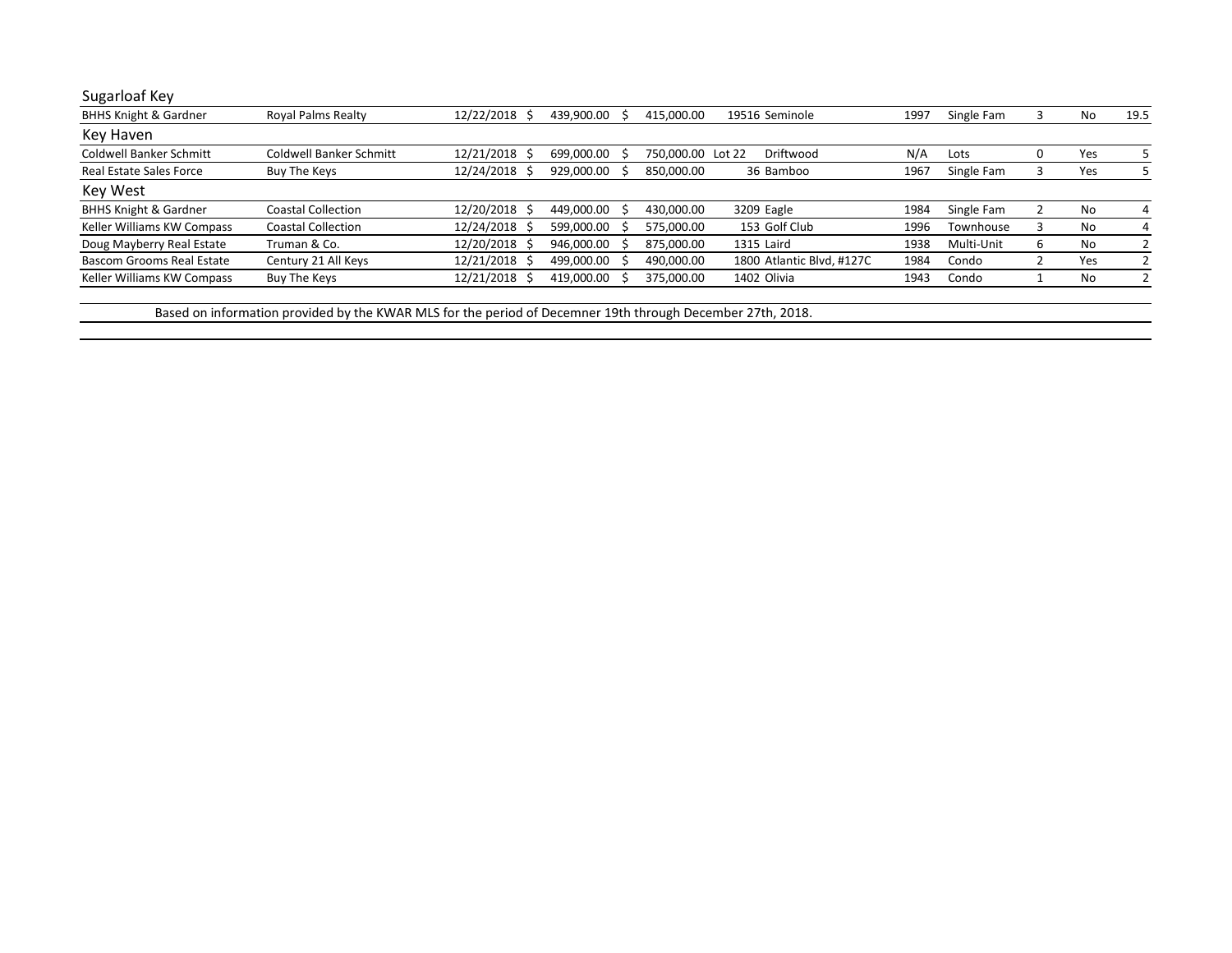| | | | | | | | | | | |
|---|---|---|---|---|---|---|---|---|---|---|
| **Sugarloaf Key** | | | | | | | | | | |
| BHHS Knight & Gardner | Royal Palms Realty | 12/22/2018 | $ 439,900.00 | $ 415,000.00 | 19516 Seminole | 1997 | Single Fam | 3 | No | 19.5 |
| **Key Haven** | | | | | | | | | | |
| Coldwell Banker Schmitt | Coldwell Banker Schmitt | 12/21/2018 | $ 699,000.00 | $ 750,000.00 | Lot 22 Driftwood | N/A | Lots | 0 | Yes | 5 |
| Real Estate Sales Force | Buy The Keys | 12/24/2018 | $ 929,000.00 | $ 850,000.00 | 36 Bamboo | 1967 | Single Fam | 3 | Yes | 5 |
| **Key West** | | | | | | | | | | |
| BHHS Knight & Gardner | Coastal Collection | 12/20/2018 | $ 449,000.00 | $ 430,000.00 | 3209 Eagle | 1984 | Single Fam | 2 | No | 4 |
| Keller Williams KW Compass | Coastal Collection | 12/24/2018 | $ 599,000.00 | $ 575,000.00 | 153 Golf Club | 1996 | Townhouse | 3 | No | 4 |
| Doug Mayberry Real Estate | Truman & Co. | 12/20/2018 | $ 946,000.00 | $ 875,000.00 | 1315 Laird | 1938 | Multi-Unit | 6 | No | 2 |
| Bascom Grooms Real Estate | Century 21 All Keys | 12/21/2018 | $ 499,000.00 | $ 490,000.00 | 1800 Atlantic Blvd, #127C | 1984 | Condo | 2 | Yes | 2 |
| Keller Williams KW Compass | Buy The Keys | 12/21/2018 | $ 419,000.00 | $ 375,000.00 | 1402 Olivia | 1943 | Condo | 1 | No | 2 |

Based on information provided by the KWAR MLS for the period of Decemner 19th through December 27th, 2018.